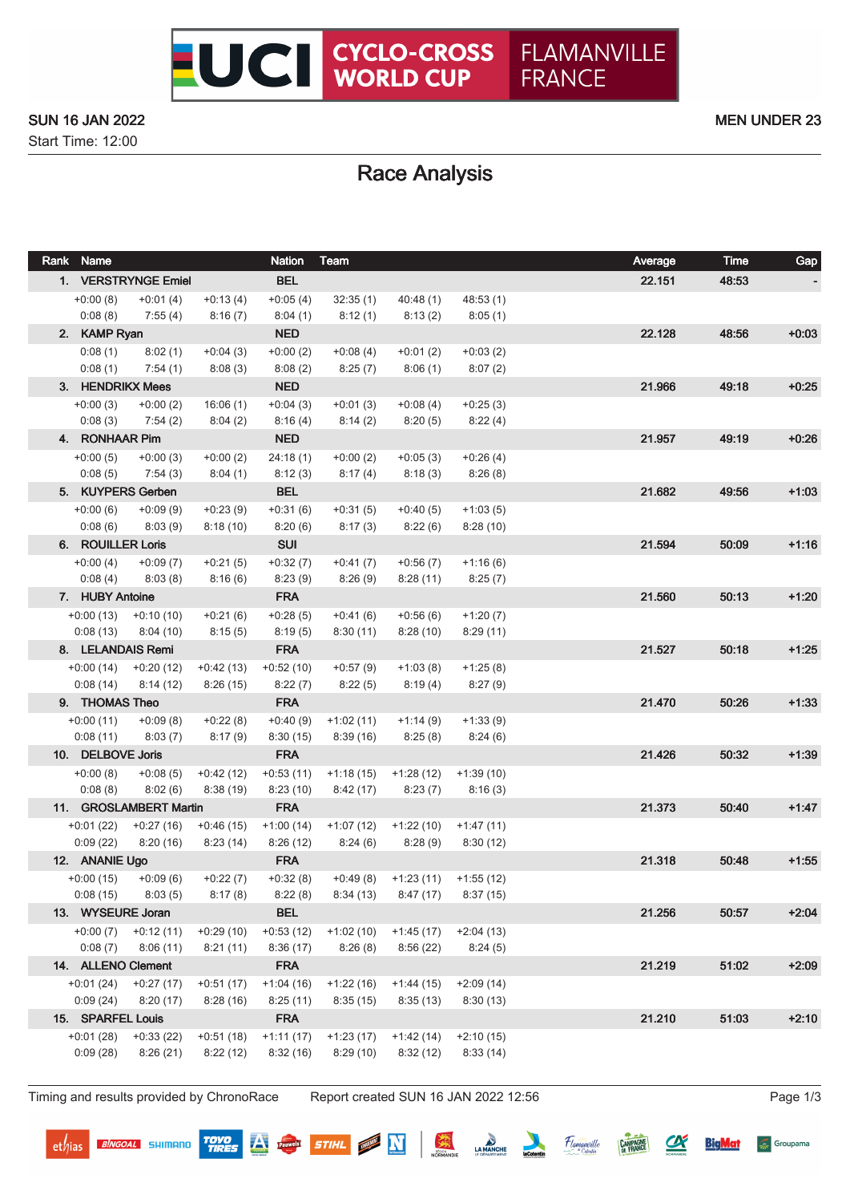# UCI CYCLO-CROSS WORLD CUP FLAMANVILLE FRANCE

SUN 16 JAN 2022

MEN UNDER 23

Start Time: 12:00

## Race Analysis

| Rank | Name | | | Nation | Team | | | Average | Time | Gap |
|---|---|---|---|---|---|---|---|---|---|---|
| 1. | VERSTRYNGE Emiel | | | BEL | | | | 22.151 | 48:53 | - |
| | +0:00 (8) | +0:01 (4) | +0:13 (4) | +0:05 (4) | 32:35 (1) | 40:48 (1) | 48:53 (1) | | | |
| | 0:08 (8) | 7:55 (4) | 8:16 (7) | 8:04 (1) | 8:12 (1) | 8:13 (2) | 8:05 (1) | | | |
| 2. | KAMP Ryan | | | NED | | | | 22.128 | 48:56 | +0:03 |
| | 0:08 (1) | 8:02 (1) | +0:04 (3) | +0:00 (2) | +0:08 (4) | +0:01 (2) | +0:03 (2) | | | |
| | 0:08 (1) | 7:54 (1) | 8:08 (3) | 8:08 (2) | 8:25 (7) | 8:06 (1) | 8:07 (2) | | | |
| 3. | HENDRIKX Mees | | | NED | | | | 21.966 | 49:18 | +0:25 |
| | +0:00 (3) | +0:00 (2) | 16:06 (1) | +0:04 (3) | +0:01 (3) | +0:08 (4) | +0:25 (3) | | | |
| | 0:08 (3) | 7:54 (2) | 8:04 (2) | 8:16 (4) | 8:14 (2) | 8:20 (5) | 8:22 (4) | | | |
| 4. | RONHAAR Pim | | | NED | | | | 21.957 | 49:19 | +0:26 |
| | +0:00 (5) | +0:00 (3) | +0:00 (2) | 24:18 (1) | +0:00 (2) | +0:05 (3) | +0:26 (4) | | | |
| | 0:08 (5) | 7:54 (3) | 8:04 (1) | 8:12 (3) | 8:17 (4) | 8:18 (3) | 8:26 (8) | | | |
| 5. | KUYPERS Gerben | | | BEL | | | | 21.682 | 49:56 | +1:03 |
| | +0:00 (6) | +0:09 (9) | +0:23 (9) | +0:31 (6) | +0:31 (5) | +0:40 (5) | +1:03 (5) | | | |
| | 0:08 (6) | 8:03 (9) | 8:18 (10) | 8:20 (6) | 8:17 (3) | 8:22 (6) | 8:28 (10) | | | |
| 6. | ROUILLER Loris | | | SUI | | | | 21.594 | 50:09 | +1:16 |
| | +0:00 (4) | +0:09 (7) | +0:21 (5) | +0:32 (7) | +0:41 (7) | +0:56 (7) | +1:16 (6) | | | |
| | 0:08 (4) | 8:03 (8) | 8:16 (6) | 8:23 (9) | 8:26 (9) | 8:28 (11) | 8:25 (7) | | | |
| 7. | HUBY Antoine | | | FRA | | | | 21.560 | 50:13 | +1:20 |
| | +0:00 (13) | +0:10 (10) | +0:21 (6) | +0:28 (5) | +0:41 (6) | +0:56 (6) | +1:20 (7) | | | |
| | 0:08 (13) | 8:04 (10) | 8:15 (5) | 8:19 (5) | 8:30 (11) | 8:28 (10) | 8:29 (11) | | | |
| 8. | LELANDAIS Remi | | | FRA | | | | 21.527 | 50:18 | +1:25 |
| | +0:00 (14) | +0:20 (12) | +0:42 (13) | +0:52 (10) | +0:57 (9) | +1:03 (8) | +1:25 (8) | | | |
| | 0:08 (14) | 8:14 (12) | 8:26 (15) | 8:22 (7) | 8:22 (5) | 8:19 (4) | 8:27 (9) | | | |
| 9. | THOMAS Theo | | | FRA | | | | 21.470 | 50:26 | +1:33 |
| | +0:00 (11) | +0:09 (8) | +0:22 (8) | +0:40 (9) | +1:02 (11) | +1:14 (9) | +1:33 (9) | | | |
| | 0:08 (11) | 8:03 (7) | 8:17 (9) | 8:30 (15) | 8:39 (16) | 8:25 (8) | 8:24 (6) | | | |
| 10. | DELBOVE Joris | | | FRA | | | | 21.426 | 50:32 | +1:39 |
| | +0:00 (8) | +0:08 (5) | +0:42 (12) | +0:53 (11) | +1:18 (15) | +1:28 (12) | +1:39 (10) | | | |
| | 0:08 (8) | 8:02 (6) | 8:38 (19) | 8:23 (10) | 8:42 (17) | 8:23 (7) | 8:16 (3) | | | |
| 11. | GROSLAMBERT Martin | | | FRA | | | | 21.373 | 50:40 | +1:47 |
| | +0:01 (22) | +0:27 (16) | +0:46 (15) | +1:00 (14) | +1:07 (12) | +1:22 (10) | +1:47 (11) | | | |
| | 0:09 (22) | 8:20 (16) | 8:23 (14) | 8:26 (12) | 8:24 (6) | 8:28 (9) | 8:30 (12) | | | |
| 12. | ANANIE Ugo | | | FRA | | | | 21.318 | 50:48 | +1:55 |
| | +0:00 (15) | +0:09 (6) | +0:22 (7) | +0:32 (8) | +0:49 (8) | +1:23 (11) | +1:55 (12) | | | |
| | 0:08 (15) | 8:03 (5) | 8:17 (8) | 8:22 (8) | 8:34 (13) | 8:47 (17) | 8:37 (15) | | | |
| 13. | WYSEURE Joran | | | BEL | | | | 21.256 | 50:57 | +2:04 |
| | +0:00 (7) | +0:12 (11) | +0:29 (10) | +0:53 (12) | +1:02 (10) | +1:45 (17) | +2:04 (13) | | | |
| | 0:08 (7) | 8:06 (11) | 8:21 (11) | 8:36 (17) | 8:26 (8) | 8:56 (22) | 8:24 (5) | | | |
| 14. | ALLENO Clement | | | FRA | | | | 21.219 | 51:02 | +2:09 |
| | +0:01 (24) | +0:27 (17) | +0:51 (17) | +1:04 (16) | +1:22 (16) | +1:44 (15) | +2:09 (14) | | | |
| | 0:09 (24) | 8:20 (17) | 8:28 (16) | 8:25 (11) | 8:35 (15) | 8:35 (13) | 8:30 (13) | | | |
| 15. | SPARFEL Louis | | | FRA | | | | 21.210 | 51:03 | +2:10 |
| | +0:01 (28) | +0:33 (22) | +0:51 (18) | +1:11 (17) | +1:23 (17) | +1:42 (14) | +2:10 (15) | | | |
| | 0:09 (28) | 8:26 (21) | 8:22 (12) | 8:32 (16) | 8:29 (10) | 8:32 (12) | 8:33 (14) | | | |

Timing and results provided by ChronoRace　　Report created SUN 16 JAN 2022 12:56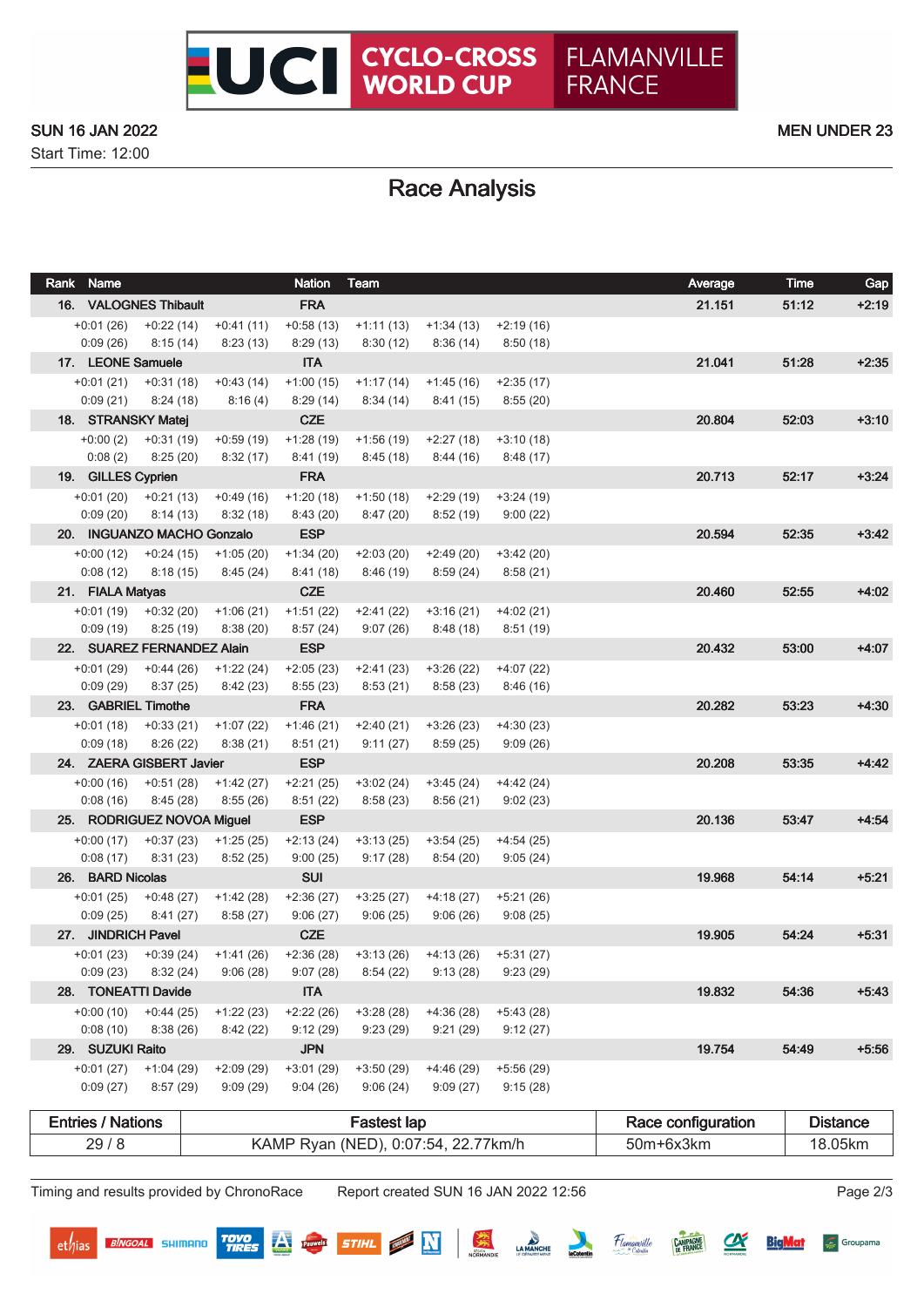# UCI CYCLO-CROSS WORLD CUP FLAMANVILLE FRANCE

SUN 16 JAN 2022

Start Time: 12:00

MEN UNDER 23

## Race Analysis

| Rank | Name | | | | Nation | Team | | | Average | Time | Gap |
|---|---|---|---|---|---|---|---|---|---|---|---|
| 16. | VALOGNES Thibault | | | | FRA | | | | 21.151 | 51:12 | +2:19 |
| | +0:01 (26) | +0:22 (14) | +0:41 (11) | +0:58 (13) | +1:11 (13) | +1:34 (13) | +2:19 (16) | | | | |
| | 0:09 (26) | 8:15 (14) | 8:23 (13) | 8:29 (13) | 8:30 (12) | 8:36 (14) | 8:50 (18) | | | | |
| 17. | LEONE Samuele | | | | ITA | | | | 21.041 | 51:28 | +2:35 |
| | +0:01 (21) | +0:31 (18) | +0:43 (14) | +1:00 (15) | +1:17 (14) | +1:45 (16) | +2:35 (17) | | | | |
| | 0:09 (21) | 8:24 (18) | 8:16 (4) | 8:29 (14) | 8:34 (14) | 8:41 (15) | 8:55 (20) | | | | |
| 18. | STRANSKY Matej | | | | CZE | | | | 20.804 | 52:03 | +3:10 |
| | +0:00 (2) | +0:31 (19) | +0:59 (19) | +1:28 (19) | +1:56 (19) | +2:27 (18) | +3:10 (18) | | | | |
| | 0:08 (2) | 8:25 (20) | 8:32 (17) | 8:41 (19) | 8:45 (18) | 8:44 (16) | 8:48 (17) | | | | |
| 19. | GILLES Cyprien | | | | FRA | | | | 20.713 | 52:17 | +3:24 |
| | +0:01 (20) | +0:21 (13) | +0:49 (16) | +1:20 (18) | +1:50 (18) | +2:29 (19) | +3:24 (19) | | | | |
| | 0:09 (20) | 8:14 (13) | 8:32 (18) | 8:43 (20) | 8:47 (20) | 8:52 (19) | 9:00 (22) | | | | |
| 20. | INGUANZO MACHO Gonzalo | | | | ESP | | | | 20.594 | 52:35 | +3:42 |
| | +0:00 (12) | +0:24 (15) | +1:05 (20) | +1:34 (20) | +2:03 (20) | +2:49 (20) | +3:42 (20) | | | | |
| | 0:08 (12) | 8:18 (15) | 8:45 (24) | 8:41 (18) | 8:46 (19) | 8:59 (24) | 8:58 (21) | | | | |
| 21. | FIALA Matyas | | | | CZE | | | | 20.460 | 52:55 | +4:02 |
| | +0:01 (19) | +0:32 (20) | +1:06 (21) | +1:51 (22) | +2:41 (22) | +3:16 (21) | +4:02 (21) | | | | |
| | 0:09 (19) | 8:25 (19) | 8:38 (20) | 8:57 (24) | 9:07 (26) | 8:48 (18) | 8:51 (19) | | | | |
| 22. | SUAREZ FERNANDEZ Alain | | | | ESP | | | | 20.432 | 53:00 | +4:07 |
| | +0:01 (29) | +0:44 (26) | +1:22 (24) | +2:05 (23) | +2:41 (23) | +3:26 (22) | +4:07 (22) | | | | |
| | 0:09 (29) | 8:37 (25) | 8:42 (23) | 8:55 (23) | 8:53 (21) | 8:58 (23) | 8:46 (16) | | | | |
| 23. | GABRIEL Timothe | | | | FRA | | | | 20.282 | 53:23 | +4:30 |
| | +0:01 (18) | +0:33 (21) | +1:07 (22) | +1:46 (21) | +2:40 (21) | +3:26 (23) | +4:30 (23) | | | | |
| | 0:09 (18) | 8:26 (22) | 8:38 (21) | 8:51 (21) | 9:11 (27) | 8:59 (25) | 9:09 (26) | | | | |
| 24. | ZAERA GISBERT Javier | | | | ESP | | | | 20.208 | 53:35 | +4:42 |
| | +0:00 (16) | +0:51 (28) | +1:42 (27) | +2:21 (25) | +3:02 (24) | +3:45 (24) | +4:42 (24) | | | | |
| | 0:08 (16) | 8:45 (28) | 8:55 (26) | 8:51 (22) | 8:58 (23) | 8:56 (21) | 9:02 (23) | | | | |
| 25. | RODRIGUEZ NOVOA Miguel | | | | ESP | | | | 20.136 | 53:47 | +4:54 |
| | +0:00 (17) | +0:37 (23) | +1:25 (25) | +2:13 (24) | +3:13 (25) | +3:54 (25) | +4:54 (25) | | | | |
| | 0:08 (17) | 8:31 (23) | 8:52 (25) | 9:00 (25) | 9:17 (28) | 8:54 (20) | 9:05 (24) | | | | |
| 26. | BARD Nicolas | | | | SUI | | | | 19.968 | 54:14 | +5:21 |
| | +0:01 (25) | +0:48 (27) | +1:42 (28) | +2:36 (27) | +3:25 (27) | +4:18 (27) | +5:21 (26) | | | | |
| | 0:09 (25) | 8:41 (27) | 8:58 (27) | 9:06 (27) | 9:06 (25) | 9:06 (26) | 9:08 (25) | | | | |
| 27. | JINDRICH Pavel | | | | CZE | | | | 19.905 | 54:24 | +5:31 |
| | +0:01 (23) | +0:39 (24) | +1:41 (26) | +2:36 (28) | +3:13 (26) | +4:13 (26) | +5:31 (27) | | | | |
| | 0:09 (23) | 8:32 (24) | 9:06 (28) | 9:07 (28) | 8:54 (22) | 9:13 (28) | 9:23 (29) | | | | |
| 28. | TONEATTI Davide | | | | ITA | | | | 19.832 | 54:36 | +5:43 |
| | +0:00 (10) | +0:44 (25) | +1:22 (23) | +2:22 (26) | +3:28 (28) | +4:36 (28) | +5:43 (28) | | | | |
| | 0:08 (10) | 8:38 (26) | 8:42 (22) | 9:12 (29) | 9:23 (29) | 9:21 (29) | 9:12 (27) | | | | |
| 29. | SUZUKI Raito | | | | JPN | | | | 19.754 | 54:49 | +5:56 |
| | +0:01 (27) | +1:04 (29) | +2:09 (29) | +3:01 (29) | +3:50 (29) | +4:46 (29) | +5:56 (29) | | | | |
| | 0:09 (27) | 8:57 (29) | 9:09 (29) | 9:04 (26) | 9:06 (24) | 9:09 (27) | 9:15 (28) | | | | |

| Entries / Nations | Fastest lap | Race configuration | Distance |
|---|---|---|---|
| 29 / 8 | KAMP Ryan (NED), 0:07:54, 22.77km/h | 50m+6x3km | 18.05km |

Timing and results provided by ChronoRace

Report created SUN 16 JAN 2022 12:56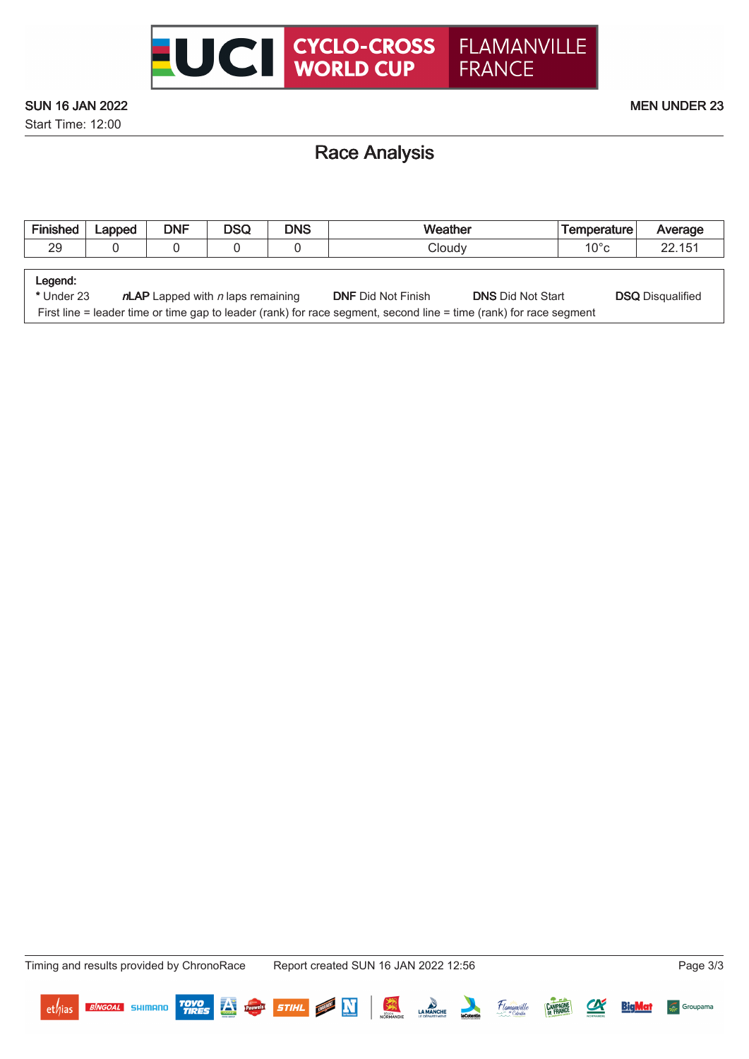UCI CYCLO-CROSS WORLD CUP FLAMANVILLE FRANCE

SUN 16 JAN 2022

Start Time: 12:00

MEN UNDER 23

# Race Analysis

| Finished | Lapped | DNF | DSQ | DNS | Weather | Temperature | Average |
|---|---|---|---|---|---|---|---|
| 29 | 0 | 0 | 0 | 0 | Cloudy | 10°c | 22.151 |

**Legend:**

**\*** Under 23 — ***n*LAP** Lapped with *n* laps remaining — **DNF** Did Not Finish — **DNS** Did Not Start — **DSQ** Disqualified

First line = leader time or time gap to leader (rank) for race segment, second line = time (rank) for race segment

Timing and results provided by ChronoRace — Report created SUN 16 JAN 2022 12:56